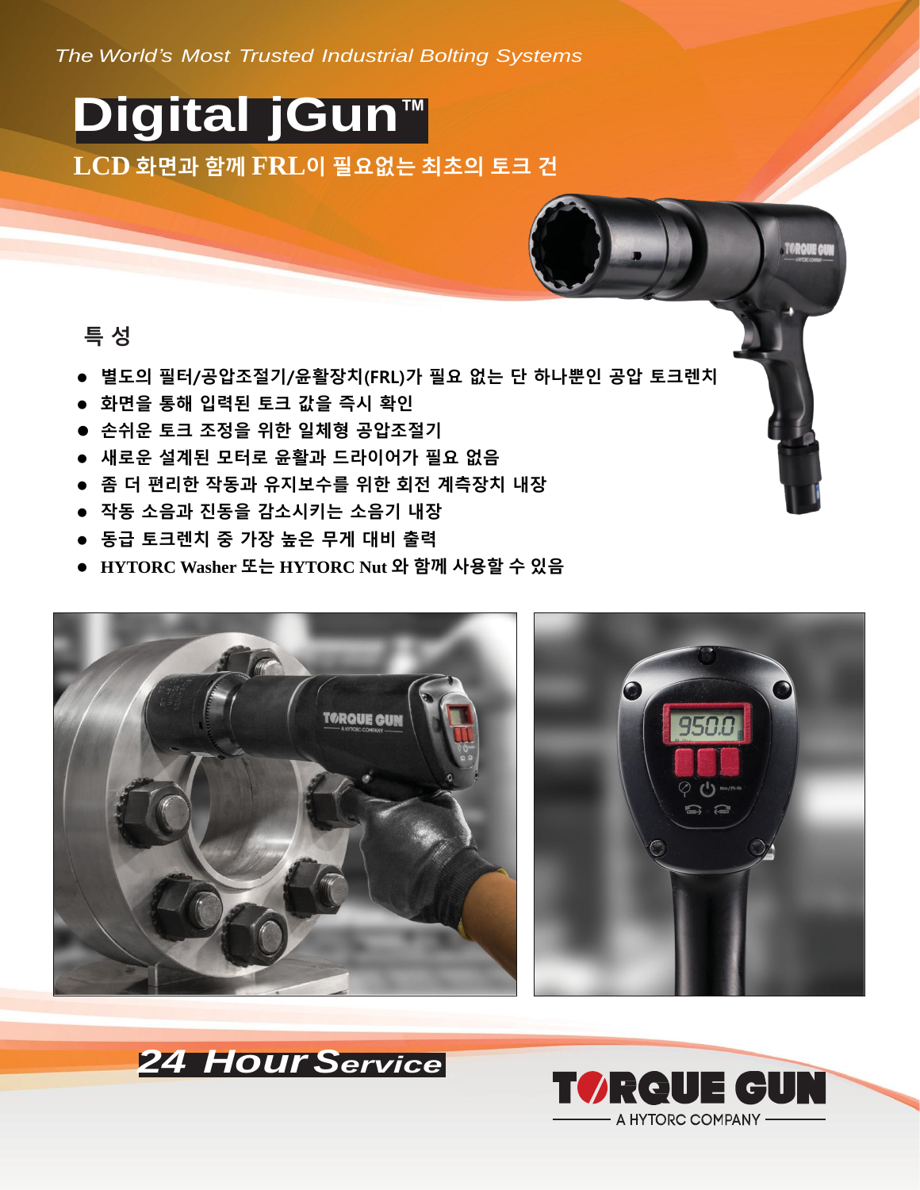*The World's Most Trusted Industrial Bolting Systems*

# Digital jGun™

## LCD 화면과 함께 FRL이 필요없는 최초의 토크 건

### 특 성

- 별도의 필터/공압조절기/윤활장치(FRL)가 필요 없는 단 하나뿐인 공압 토크렌치
- 화면을 통해 입력된 토크 값을 즉시 확인
- 손쉬운 토크 조정을 위한 일체형 공압조절기
- 새로운 설계된 모터로 윤활과 드라이어가 필요 없음
- 좀 더 편리한 작동과 유지보수를 위한 회전 계측장치 내장
- 작동 소음과 진동을 감소시키는 소음기 내장
- 동급 토크렌치 중 가장 높은 무게 대비 출력
- HYTORC Washer 또는 HYTORC Nut 와 함께 사용할 수 있음

***24 Hour Service***

**TORQUE GUN**
A HYTORC COMPANY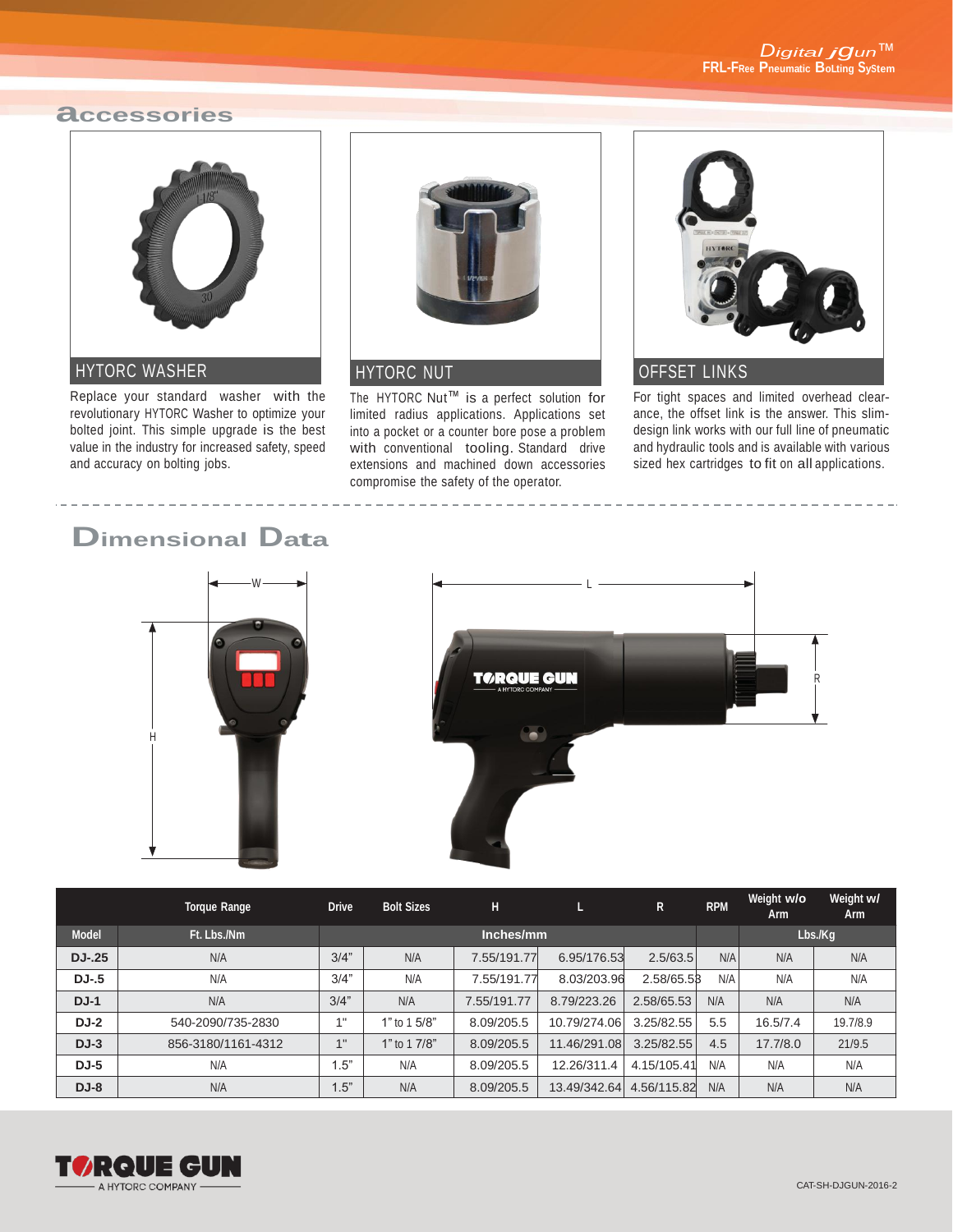Digital jGun™
FRL-FRee Pneumatic BoLting SyStem

## accessories

### HYTORC WASHER

Replace your standard washer with the revolutionary HYTORC Washer to optimize your bolted joint. This simple upgrade is the best value in the industry for increased safety, speed and accuracy on bolting jobs.

### HYTORC NUT

The HYTORC Nut™ is a perfect solution for limited radius applications. Applications set into a pocket or a counter bore pose a problem with conventional tooling. Standard drive extensions and machined down accessories compromise the safety of the operator.

### OFFSET LINKS

For tight spaces and limited overhead clearance, the offset link is the answer. This slim-design link works with our full line of pneumatic and hydraulic tools and is available with various sized hex cartridges to fit on all applications.

## Dimensional Data

W

H

L

R

TORQUE GUN
A HYTORC COMPANY

| | Torque Range | Drive | Bolt Sizes | H | L | R | RPM | Weight w/o Arm | Weight w/ Arm |
|---|---|---|---|---|---|---|---|---|---|
| **Model** | **Ft. Lbs./Nm** | **Inches/mm** | | | | | | **Lbs./Kg** | |
| **DJ-.25** | N/A | 3/4" | N/A | 7.55/191.77 | 6.95/176.53 | 2.5/63.5 | N/A | N/A | N/A |
| **DJ-.5** | N/A | 3/4" | N/A | 7.55/191.77 | 8.03/203.96 | 2.58/65.53 | N/A | N/A | N/A |
| **DJ-1** | N/A | 3/4" | N/A | 7.55/191.77 | 8.79/223.26 | 2.58/65.53 | N/A | N/A | N/A |
| **DJ-2** | 540-2090/735-2830 | 1" | 1" to 1 5/8" | 8.09/205.5 | 10.79/274.06 | 3.25/82.55 | 5.5 | 16.5/7.4 | 19.7/8.9 |
| **DJ-3** | 856-3180/1161-4312 | 1" | 1" to 1 7/8" | 8.09/205.5 | 11.46/291.08 | 3.25/82.55 | 4.5 | 17.7/8.0 | 21/9.5 |
| **DJ-5** | N/A | 1.5" | N/A | 8.09/205.5 | 12.26/311.4 | 4.15/105.41 | N/A | N/A | N/A |
| **DJ-8** | N/A | 1.5" | N/A | 8.09/205.5 | 13.49/342.64 | 4.56/115.82 | N/A | N/A | N/A |

TORQUE GUN
A HYTORC COMPANY

CAT-SH-DJGUN-2016-2